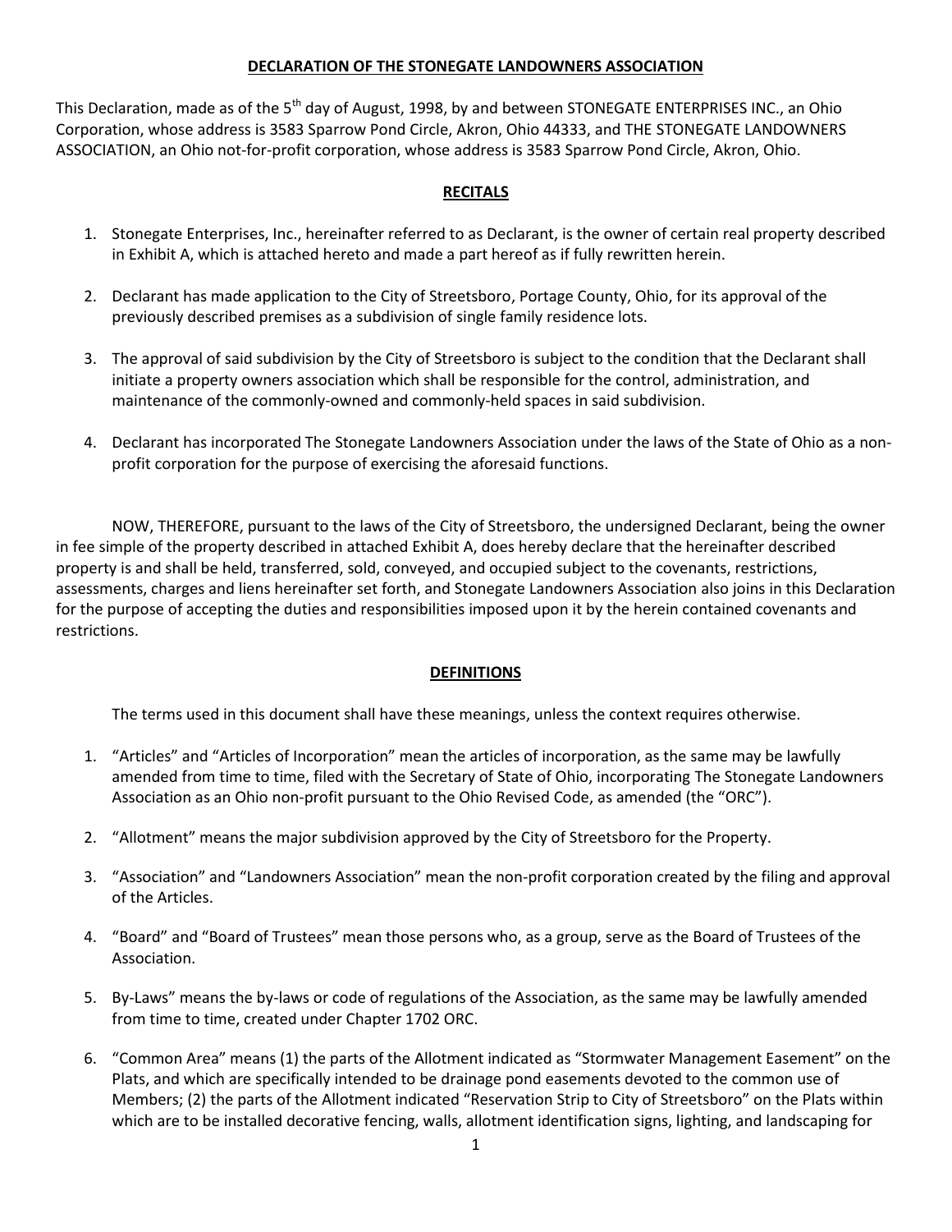# DECLARATION OF THE STONEGATE LANDOWNERS ASSOCIATION

This Declaration, made as of the 5th day of August, 1998, by and between STONEGATE ENTERPRISES INC., an Ohio Corporation, whose address is 3583 Sparrow Pond Circle, Akron, Ohio 44333, and THE STONEGATE LANDOWNERS ASSOCIATION, an Ohio not-for-profit corporation, whose address is 3583 Sparrow Pond Circle, Akron, Ohio.

## RECITALS

1. Stonegate Enterprises, Inc., hereinafter referred to as Declarant, is the owner of certain real property described in Exhibit A, which is attached hereto and made a part hereof as if fully rewritten herein.

2. Declarant has made application to the City of Streetsboro, Portage County, Ohio, for its approval of the previously described premises as a subdivision of single family residence lots.

3. The approval of said subdivision by the City of Streetsboro is subject to the condition that the Declarant shall initiate a property owners association which shall be responsible for the control, administration, and maintenance of the commonly-owned and commonly-held spaces in said subdivision.

4. Declarant has incorporated The Stonegate Landowners Association under the laws of the State of Ohio as a non-profit corporation for the purpose of exercising the aforesaid functions.

NOW, THEREFORE, pursuant to the laws of the City of Streetsboro, the undersigned Declarant, being the owner in fee simple of the property described in attached Exhibit A, does hereby declare that the hereinafter described property is and shall be held, transferred, sold, conveyed, and occupied subject to the covenants, restrictions, assessments, charges and liens hereinafter set forth, and Stonegate Landowners Association also joins in this Declaration for the purpose of accepting the duties and responsibilities imposed upon it by the herein contained covenants and restrictions.

## DEFINITIONS

The terms used in this document shall have these meanings, unless the context requires otherwise.

1. "Articles" and "Articles of Incorporation" mean the articles of incorporation, as the same may be lawfully amended from time to time, filed with the Secretary of State of Ohio, incorporating The Stonegate Landowners Association as an Ohio non-profit pursuant to the Ohio Revised Code, as amended (the "ORC").

2. "Allotment" means the major subdivision approved by the City of Streetsboro for the Property.

3. "Association" and "Landowners Association" mean the non-profit corporation created by the filing and approval of the Articles.

4. "Board" and "Board of Trustees" mean those persons who, as a group, serve as the Board of Trustees of the Association.

5. By-Laws" means the by-laws or code of regulations of the Association, as the same may be lawfully amended from time to time, created under Chapter 1702 ORC.

6. "Common Area" means (1) the parts of the Allotment indicated as "Stormwater Management Easement" on the Plats, and which are specifically intended to be drainage pond easements devoted to the common use of Members; (2) the parts of the Allotment indicated "Reservation Strip to City of Streetsboro" on the Plats within which are to be installed decorative fencing, walls, allotment identification signs, lighting, and landscaping for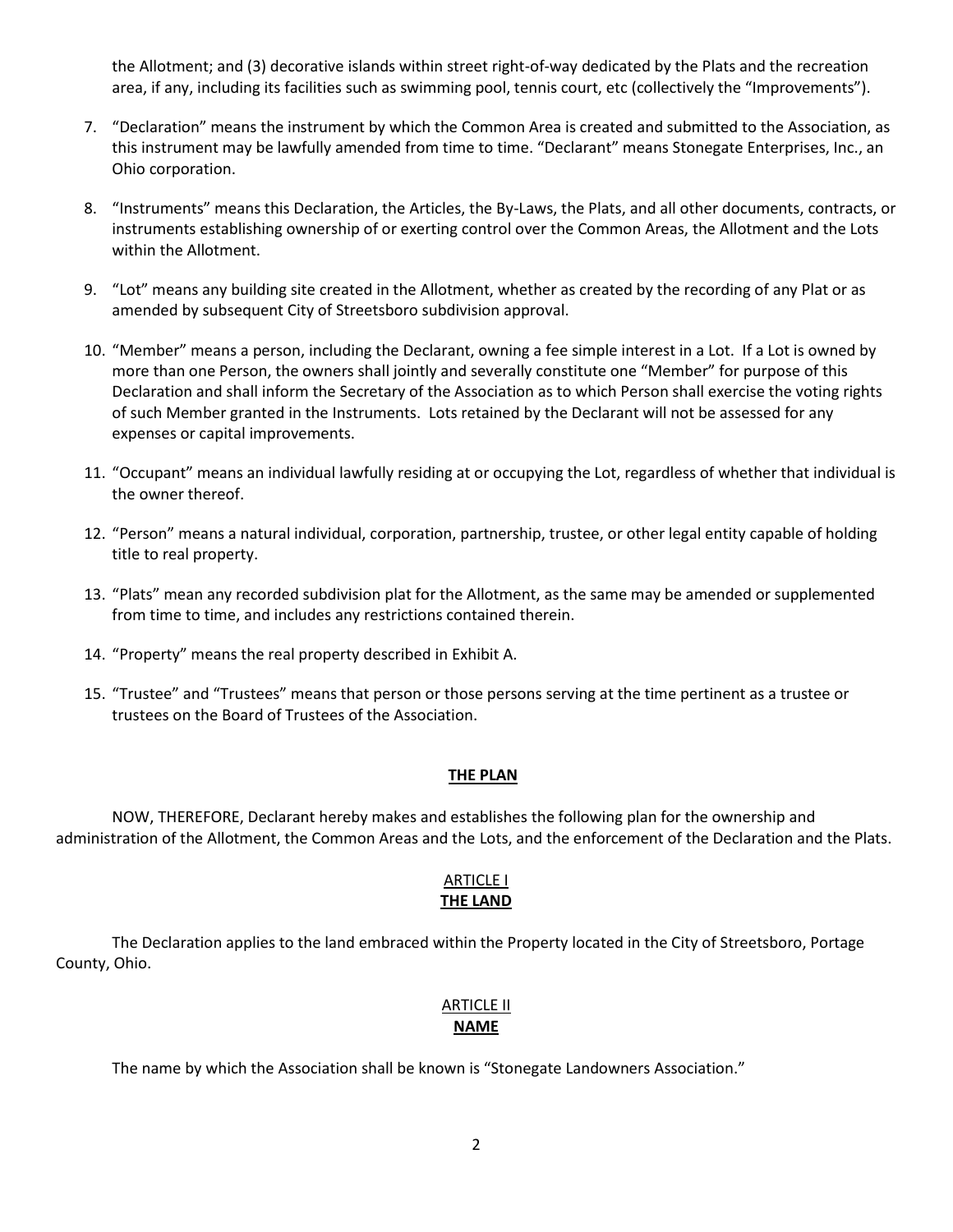the Allotment; and (3) decorative islands within street right-of-way dedicated by the Plats and the recreation area, if any, including its facilities such as swimming pool, tennis court, etc (collectively the "Improvements").

7. "Declaration" means the instrument by which the Common Area is created and submitted to the Association, as this instrument may be lawfully amended from time to time. "Declarant" means Stonegate Enterprises, Inc., an Ohio corporation.

8. "Instruments" means this Declaration, the Articles, the By-Laws, the Plats, and all other documents, contracts, or instruments establishing ownership of or exerting control over the Common Areas, the Allotment and the Lots within the Allotment.

9. "Lot" means any building site created in the Allotment, whether as created by the recording of any Plat or as amended by subsequent City of Streetsboro subdivision approval.

10. "Member" means a person, including the Declarant, owning a fee simple interest in a Lot. If a Lot is owned by more than one Person, the owners shall jointly and severally constitute one "Member" for purpose of this Declaration and shall inform the Secretary of the Association as to which Person shall exercise the voting rights of such Member granted in the Instruments. Lots retained by the Declarant will not be assessed for any expenses or capital improvements.

11. "Occupant" means an individual lawfully residing at or occupying the Lot, regardless of whether that individual is the owner thereof.

12. "Person" means a natural individual, corporation, partnership, trustee, or other legal entity capable of holding title to real property.

13. "Plats" mean any recorded subdivision plat for the Allotment, as the same may be amended or supplemented from time to time, and includes any restrictions contained therein.

14. "Property" means the real property described in Exhibit A.

15. "Trustee" and "Trustees" means that person or those persons serving at the time pertinent as a trustee or trustees on the Board of Trustees of the Association.

## THE PLAN

NOW, THEREFORE, Declarant hereby makes and establishes the following plan for the ownership and administration of the Allotment, the Common Areas and the Lots, and the enforcement of the Declaration and the Plats.

## ARTICLE I
## THE LAND

The Declaration applies to the land embraced within the Property located in the City of Streetsboro, Portage County, Ohio.

## ARTICLE II
## NAME

The name by which the Association shall be known is "Stonegate Landowners Association."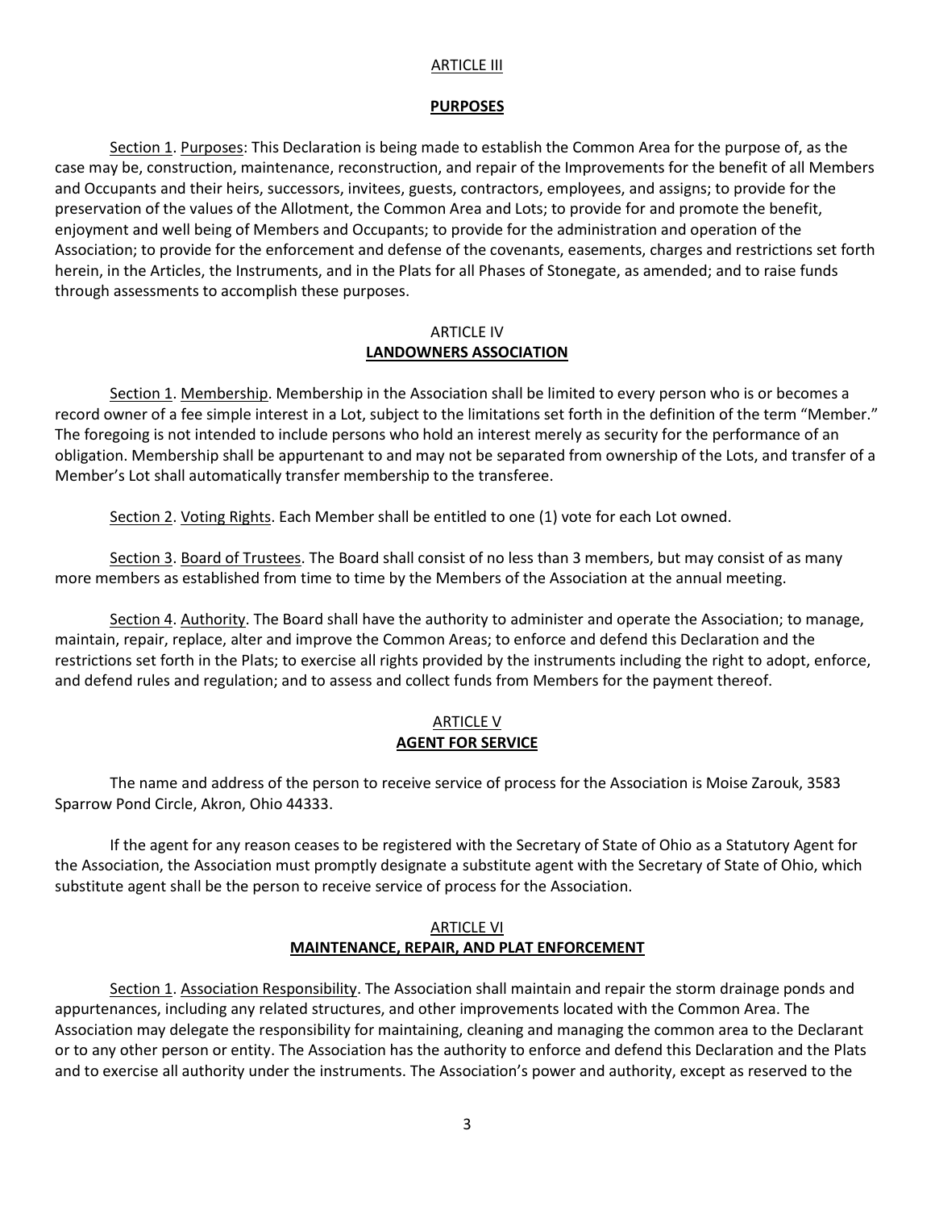## ARTICLE III

## **PURPOSES**

Section 1. Purposes: This Declaration is being made to establish the Common Area for the purpose of, as the case may be, construction, maintenance, reconstruction, and repair of the Improvements for the benefit of all Members and Occupants and their heirs, successors, invitees, guests, contractors, employees, and assigns; to provide for the preservation of the values of the Allotment, the Common Area and Lots; to provide for and promote the benefit, enjoyment and well being of Members and Occupants; to provide for the administration and operation of the Association; to provide for the enforcement and defense of the covenants, easements, charges and restrictions set forth herein, in the Articles, the Instruments, and in the Plats for all Phases of Stonegate, as amended; and to raise funds through assessments to accomplish these purposes.

## ARTICLE IV
## **LANDOWNERS ASSOCIATION**

Section 1. Membership. Membership in the Association shall be limited to every person who is or becomes a record owner of a fee simple interest in a Lot, subject to the limitations set forth in the definition of the term "Member." The foregoing is not intended to include persons who hold an interest merely as security for the performance of an obligation. Membership shall be appurtenant to and may not be separated from ownership of the Lots, and transfer of a Member's Lot shall automatically transfer membership to the transferee.

Section 2. Voting Rights. Each Member shall be entitled to one (1) vote for each Lot owned.

Section 3. Board of Trustees. The Board shall consist of no less than 3 members, but may consist of as many more members as established from time to time by the Members of the Association at the annual meeting.

Section 4. Authority. The Board shall have the authority to administer and operate the Association; to manage, maintain, repair, replace, alter and improve the Common Areas; to enforce and defend this Declaration and the restrictions set forth in the Plats; to exercise all rights provided by the instruments including the right to adopt, enforce, and defend rules and regulation; and to assess and collect funds from Members for the payment thereof.

## ARTICLE V
## **AGENT FOR SERVICE**

The name and address of the person to receive service of process for the Association is Moise Zarouk, 3583 Sparrow Pond Circle, Akron, Ohio 44333.

If the agent for any reason ceases to be registered with the Secretary of State of Ohio as a Statutory Agent for the Association, the Association must promptly designate a substitute agent with the Secretary of State of Ohio, which substitute agent shall be the person to receive service of process for the Association.

## ARTICLE VI
## **MAINTENANCE, REPAIR, AND PLAT ENFORCEMENT**

Section 1. Association Responsibility. The Association shall maintain and repair the storm drainage ponds and appurtenances, including any related structures, and other improvements located with the Common Area. The Association may delegate the responsibility for maintaining, cleaning and managing the common area to the Declarant or to any other person or entity. The Association has the authority to enforce and defend this Declaration and the Plats and to exercise all authority under the instruments. The Association's power and authority, except as reserved to the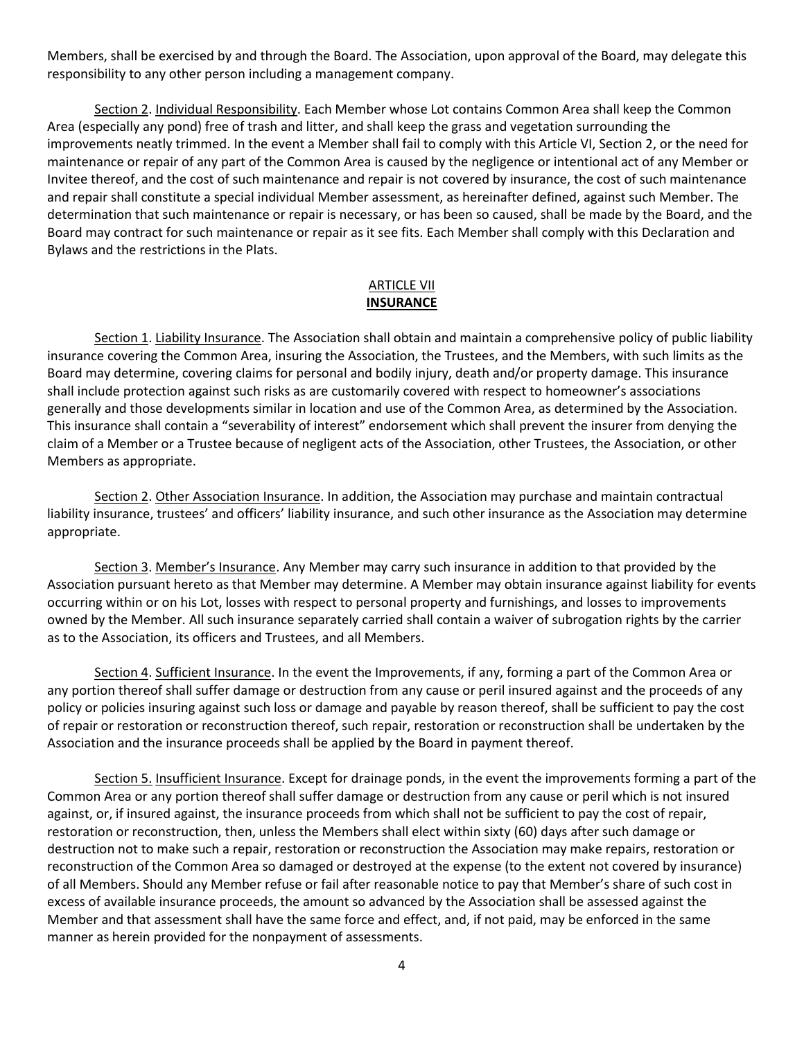Members, shall be exercised by and through the Board. The Association, upon approval of the Board, may delegate this responsibility to any other person including a management company.

Section 2. Individual Responsibility. Each Member whose Lot contains Common Area shall keep the Common Area (especially any pond) free of trash and litter, and shall keep the grass and vegetation surrounding the improvements neatly trimmed. In the event a Member shall fail to comply with this Article VI, Section 2, or the need for maintenance or repair of any part of the Common Area is caused by the negligence or intentional act of any Member or Invitee thereof, and the cost of such maintenance and repair is not covered by insurance, the cost of such maintenance and repair shall constitute a special individual Member assessment, as hereinafter defined, against such Member. The determination that such maintenance or repair is necessary, or has been so caused, shall be made by the Board, and the Board may contract for such maintenance or repair as it see fits. Each Member shall comply with this Declaration and Bylaws and the restrictions in the Plats.

## ARTICLE VII
## INSURANCE

Section 1. Liability Insurance. The Association shall obtain and maintain a comprehensive policy of public liability insurance covering the Common Area, insuring the Association, the Trustees, and the Members, with such limits as the Board may determine, covering claims for personal and bodily injury, death and/or property damage. This insurance shall include protection against such risks as are customarily covered with respect to homeowner's associations generally and those developments similar in location and use of the Common Area, as determined by the Association. This insurance shall contain a "severability of interest" endorsement which shall prevent the insurer from denying the claim of a Member or a Trustee because of negligent acts of the Association, other Trustees, the Association, or other Members as appropriate.

Section 2. Other Association Insurance. In addition, the Association may purchase and maintain contractual liability insurance, trustees' and officers' liability insurance, and such other insurance as the Association may determine appropriate.

Section 3. Member's Insurance. Any Member may carry such insurance in addition to that provided by the Association pursuant hereto as that Member may determine. A Member may obtain insurance against liability for events occurring within or on his Lot, losses with respect to personal property and furnishings, and losses to improvements owned by the Member. All such insurance separately carried shall contain a waiver of subrogation rights by the carrier as to the Association, its officers and Trustees, and all Members.

Section 4. Sufficient Insurance. In the event the Improvements, if any, forming a part of the Common Area or any portion thereof shall suffer damage or destruction from any cause or peril insured against and the proceeds of any policy or policies insuring against such loss or damage and payable by reason thereof, shall be sufficient to pay the cost of repair or restoration or reconstruction thereof, such repair, restoration or reconstruction shall be undertaken by the Association and the insurance proceeds shall be applied by the Board in payment thereof.

Section 5. Insufficient Insurance. Except for drainage ponds, in the event the improvements forming a part of the Common Area or any portion thereof shall suffer damage or destruction from any cause or peril which is not insured against, or, if insured against, the insurance proceeds from which shall not be sufficient to pay the cost of repair, restoration or reconstruction, then, unless the Members shall elect within sixty (60) days after such damage or destruction not to make such a repair, restoration or reconstruction the Association may make repairs, restoration or reconstruction of the Common Area so damaged or destroyed at the expense (to the extent not covered by insurance) of all Members. Should any Member refuse or fail after reasonable notice to pay that Member's share of such cost in excess of available insurance proceeds, the amount so advanced by the Association shall be assessed against the Member and that assessment shall have the same force and effect, and, if not paid, may be enforced in the same manner as herein provided for the nonpayment of assessments.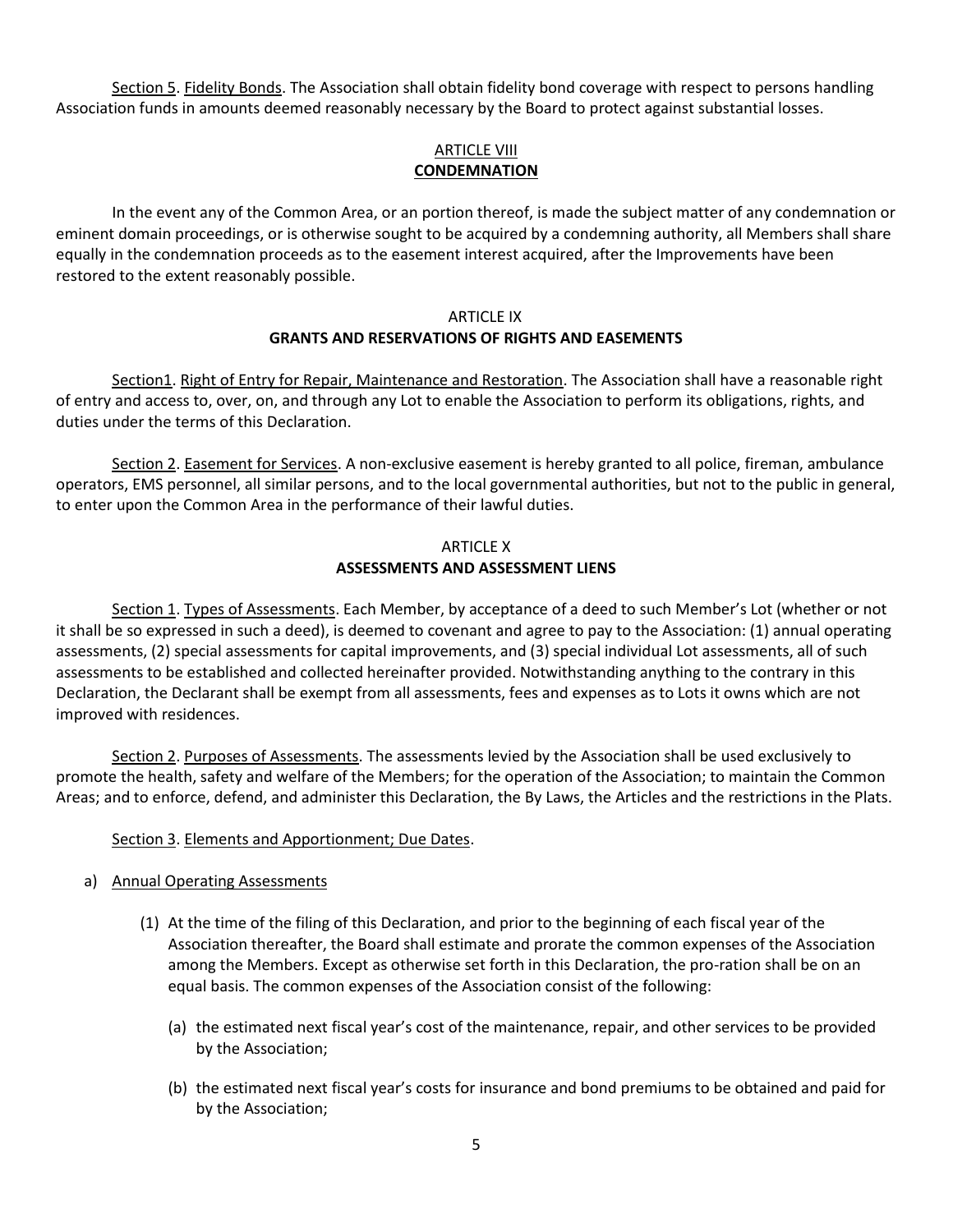Section 5. Fidelity Bonds. The Association shall obtain fidelity bond coverage with respect to persons handling Association funds in amounts deemed reasonably necessary by the Board to protect against substantial losses.

## ARTICLE VIII
## **CONDEMNATION**

In the event any of the Common Area, or an portion thereof, is made the subject matter of any condemnation or eminent domain proceedings, or is otherwise sought to be acquired by a condemning authority, all Members shall share equally in the condemnation proceeds as to the easement interest acquired, after the Improvements have been restored to the extent reasonably possible.

## ARTICLE IX
## **GRANTS AND RESERVATIONS OF RIGHTS AND EASEMENTS**

Section1. Right of Entry for Repair, Maintenance and Restoration. The Association shall have a reasonable right of entry and access to, over, on, and through any Lot to enable the Association to perform its obligations, rights, and duties under the terms of this Declaration.

Section 2. Easement for Services. A non-exclusive easement is hereby granted to all police, fireman, ambulance operators, EMS personnel, all similar persons, and to the local governmental authorities, but not to the public in general, to enter upon the Common Area in the performance of their lawful duties.

## ARTICLE X
## **ASSESSMENTS AND ASSESSMENT LIENS**

Section 1. Types of Assessments. Each Member, by acceptance of a deed to such Member's Lot (whether or not it shall be so expressed in such a deed), is deemed to covenant and agree to pay to the Association: (1) annual operating assessments, (2) special assessments for capital improvements, and (3) special individual Lot assessments, all of such assessments to be established and collected hereinafter provided. Notwithstanding anything to the contrary in this Declaration, the Declarant shall be exempt from all assessments, fees and expenses as to Lots it owns which are not improved with residences.

Section 2. Purposes of Assessments. The assessments levied by the Association shall be used exclusively to promote the health, safety and welfare of the Members; for the operation of the Association; to maintain the Common Areas; and to enforce, defend, and administer this Declaration, the By Laws, the Articles and the restrictions in the Plats.

Section 3. Elements and Apportionment; Due Dates.

a) Annual Operating Assessments

   (1) At the time of the filing of this Declaration, and prior to the beginning of each fiscal year of the Association thereafter, the Board shall estimate and prorate the common expenses of the Association among the Members. Except as otherwise set forth in this Declaration, the pro-ration shall be on an equal basis. The common expenses of the Association consist of the following:

      (a) the estimated next fiscal year's cost of the maintenance, repair, and other services to be provided by the Association;

      (b) the estimated next fiscal year's costs for insurance and bond premiums to be obtained and paid for by the Association;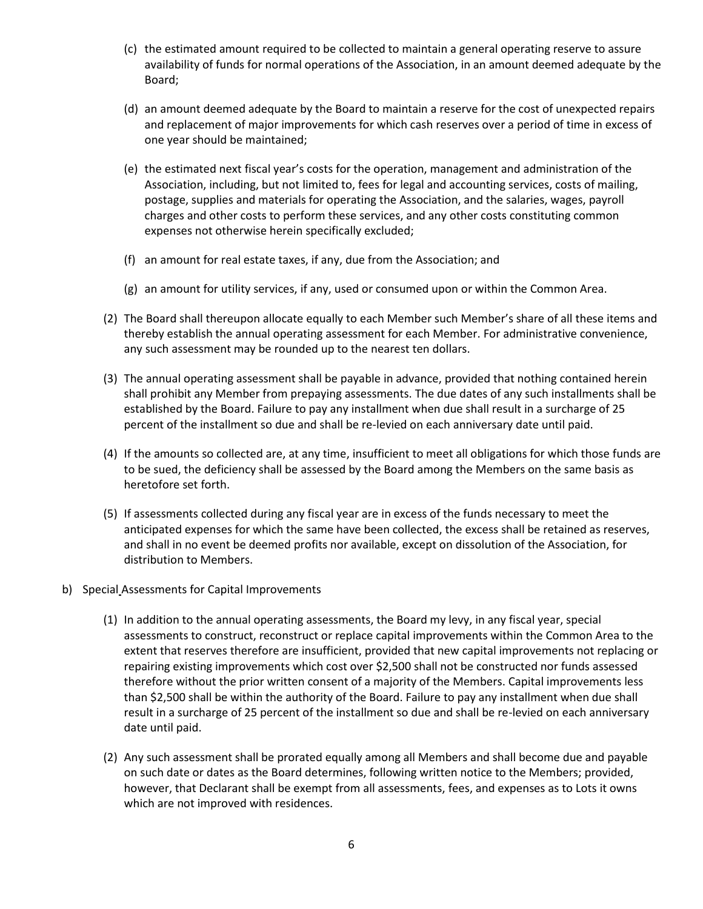(c) the estimated amount required to be collected to maintain a general operating reserve to assure availability of funds for normal operations of the Association, in an amount deemed adequate by the Board;

(d) an amount deemed adequate by the Board to maintain a reserve for the cost of unexpected repairs and replacement of major improvements for which cash reserves over a period of time in excess of one year should be maintained;

(e) the estimated next fiscal year's costs for the operation, management and administration of the Association, including, but not limited to, fees for legal and accounting services, costs of mailing, postage, supplies and materials for operating the Association, and the salaries, wages, payroll charges and other costs to perform these services, and any other costs constituting common expenses not otherwise herein specifically excluded;

(f) an amount for real estate taxes, if any, due from the Association; and

(g) an amount for utility services, if any, used or consumed upon or within the Common Area.

(2) The Board shall thereupon allocate equally to each Member such Member's share of all these items and thereby establish the annual operating assessment for each Member. For administrative convenience, any such assessment may be rounded up to the nearest ten dollars.

(3) The annual operating assessment shall be payable in advance, provided that nothing contained herein shall prohibit any Member from prepaying assessments. The due dates of any such installments shall be established by the Board. Failure to pay any installment when due shall result in a surcharge of 25 percent of the installment so due and shall be re-levied on each anniversary date until paid.

(4) If the amounts so collected are, at any time, insufficient to meet all obligations for which those funds are to be sued, the deficiency shall be assessed by the Board among the Members on the same basis as heretofore set forth.

(5) If assessments collected during any fiscal year are in excess of the funds necessary to meet the anticipated expenses for which the same have been collected, the excess shall be retained as reserves, and shall in no event be deemed profits nor available, except on dissolution of the Association, for distribution to Members.

b) Special Assessments for Capital Improvements

(1) In addition to the annual operating assessments, the Board my levy, in any fiscal year, special assessments to construct, reconstruct or replace capital improvements within the Common Area to the extent that reserves therefore are insufficient, provided that new capital improvements not replacing or repairing existing improvements which cost over $2,500 shall not be constructed nor funds assessed therefore without the prior written consent of a majority of the Members. Capital improvements less than $2,500 shall be within the authority of the Board. Failure to pay any installment when due shall result in a surcharge of 25 percent of the installment so due and shall be re-levied on each anniversary date until paid.

(2) Any such assessment shall be prorated equally among all Members and shall become due and payable on such date or dates as the Board determines, following written notice to the Members; provided, however, that Declarant shall be exempt from all assessments, fees, and expenses as to Lots it owns which are not improved with residences.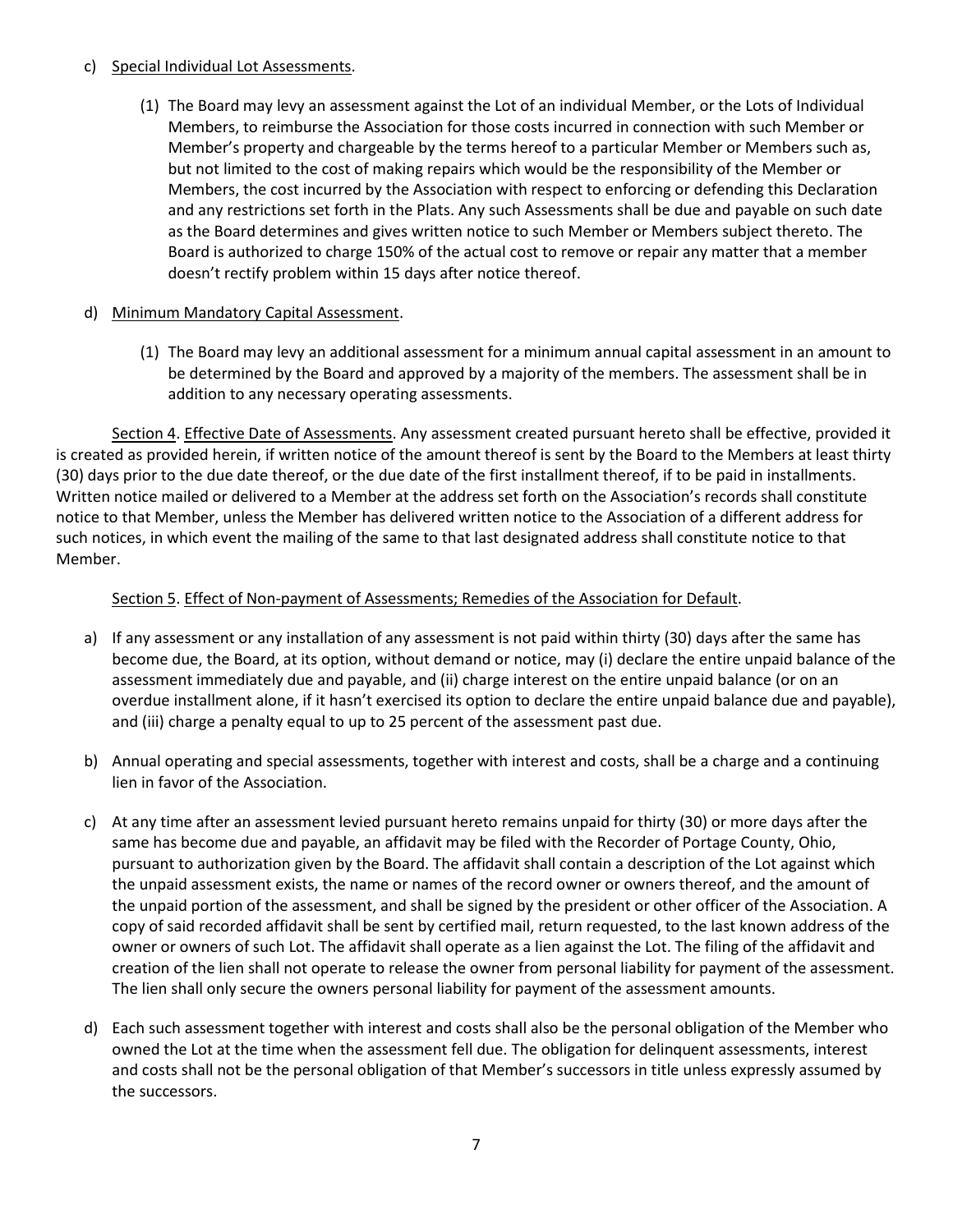c) Special Individual Lot Assessments.

(1) The Board may levy an assessment against the Lot of an individual Member, or the Lots of Individual Members, to reimburse the Association for those costs incurred in connection with such Member or Member's property and chargeable by the terms hereof to a particular Member or Members such as, but not limited to the cost of making repairs which would be the responsibility of the Member or Members, the cost incurred by the Association with respect to enforcing or defending this Declaration and any restrictions set forth in the Plats. Any such Assessments shall be due and payable on such date as the Board determines and gives written notice to such Member or Members subject thereto. The Board is authorized to charge 150% of the actual cost to remove or repair any matter that a member doesn't rectify problem within 15 days after notice thereof.

d) Minimum Mandatory Capital Assessment.

(1) The Board may levy an additional assessment for a minimum annual capital assessment in an amount to be determined by the Board and approved by a majority of the members. The assessment shall be in addition to any necessary operating assessments.

Section 4. Effective Date of Assessments. Any assessment created pursuant hereto shall be effective, provided it is created as provided herein, if written notice of the amount thereof is sent by the Board to the Members at least thirty (30) days prior to the due date thereof, or the due date of the first installment thereof, if to be paid in installments. Written notice mailed or delivered to a Member at the address set forth on the Association's records shall constitute notice to that Member, unless the Member has delivered written notice to the Association of a different address for such notices, in which event the mailing of the same to that last designated address shall constitute notice to that Member.

Section 5. Effect of Non-payment of Assessments; Remedies of the Association for Default.

a) If any assessment or any installation of any assessment is not paid within thirty (30) days after the same has become due, the Board, at its option, without demand or notice, may (i) declare the entire unpaid balance of the assessment immediately due and payable, and (ii) charge interest on the entire unpaid balance (or on an overdue installment alone, if it hasn't exercised its option to declare the entire unpaid balance due and payable), and (iii) charge a penalty equal to up to 25 percent of the assessment past due.

b) Annual operating and special assessments, together with interest and costs, shall be a charge and a continuing lien in favor of the Association.

c) At any time after an assessment levied pursuant hereto remains unpaid for thirty (30) or more days after the same has become due and payable, an affidavit may be filed with the Recorder of Portage County, Ohio, pursuant to authorization given by the Board. The affidavit shall contain a description of the Lot against which the unpaid assessment exists, the name or names of the record owner or owners thereof, and the amount of the unpaid portion of the assessment, and shall be signed by the president or other officer of the Association. A copy of said recorded affidavit shall be sent by certified mail, return requested, to the last known address of the owner or owners of such Lot. The affidavit shall operate as a lien against the Lot. The filing of the affidavit and creation of the lien shall not operate to release the owner from personal liability for payment of the assessment. The lien shall only secure the owners personal liability for payment of the assessment amounts.

d) Each such assessment together with interest and costs shall also be the personal obligation of the Member who owned the Lot at the time when the assessment fell due. The obligation for delinquent assessments, interest and costs shall not be the personal obligation of that Member's successors in title unless expressly assumed by the successors.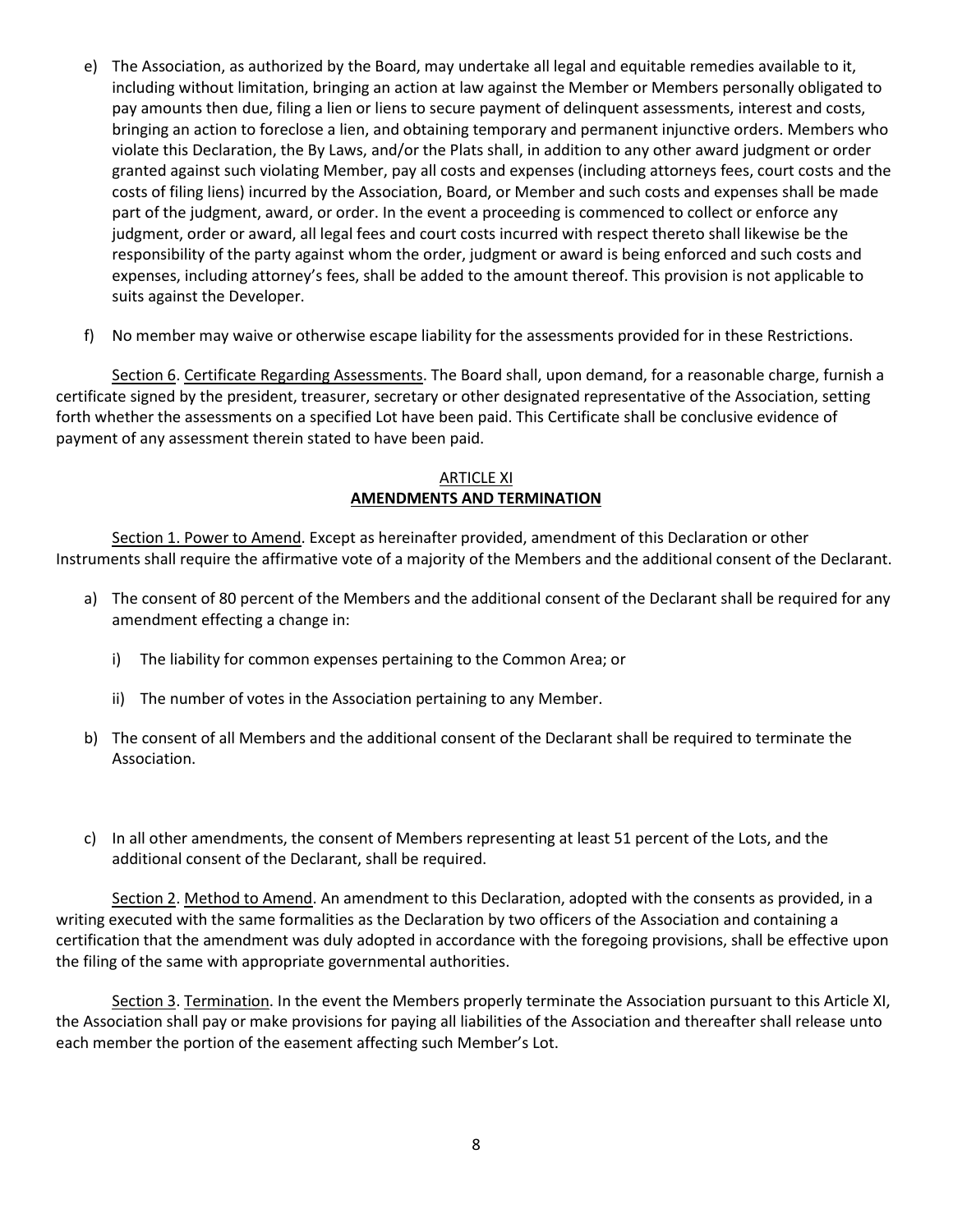e) The Association, as authorized by the Board, may undertake all legal and equitable remedies available to it, including without limitation, bringing an action at law against the Member or Members personally obligated to pay amounts then due, filing a lien or liens to secure payment of delinquent assessments, interest and costs, bringing an action to foreclose a lien, and obtaining temporary and permanent injunctive orders. Members who violate this Declaration, the By Laws, and/or the Plats shall, in addition to any other award judgment or order granted against such violating Member, pay all costs and expenses (including attorneys fees, court costs and the costs of filing liens) incurred by the Association, Board, or Member and such costs and expenses shall be made part of the judgment, award, or order. In the event a proceeding is commenced to collect or enforce any judgment, order or award, all legal fees and court costs incurred with respect thereto shall likewise be the responsibility of the party against whom the order, judgment or award is being enforced and such costs and expenses, including attorney's fees, shall be added to the amount thereof. This provision is not applicable to suits against the Developer.

f) No member may waive or otherwise escape liability for the assessments provided for in these Restrictions.

Section 6. Certificate Regarding Assessments. The Board shall, upon demand, for a reasonable charge, furnish a certificate signed by the president, treasurer, secretary or other designated representative of the Association, setting forth whether the assessments on a specified Lot have been paid. This Certificate shall be conclusive evidence of payment of any assessment therein stated to have been paid.

## ARTICLE XI
## **AMENDMENTS AND TERMINATION**

Section 1. Power to Amend. Except as hereinafter provided, amendment of this Declaration or other Instruments shall require the affirmative vote of a majority of the Members and the additional consent of the Declarant.

a) The consent of 80 percent of the Members and the additional consent of the Declarant shall be required for any amendment effecting a change in:

    i) The liability for common expenses pertaining to the Common Area; or

    ii) The number of votes in the Association pertaining to any Member.

b) The consent of all Members and the additional consent of the Declarant shall be required to terminate the Association.

c) In all other amendments, the consent of Members representing at least 51 percent of the Lots, and the additional consent of the Declarant, shall be required.

Section 2. Method to Amend. An amendment to this Declaration, adopted with the consents as provided, in a writing executed with the same formalities as the Declaration by two officers of the Association and containing a certification that the amendment was duly adopted in accordance with the foregoing provisions, shall be effective upon the filing of the same with appropriate governmental authorities.

Section 3. Termination. In the event the Members properly terminate the Association pursuant to this Article XI, the Association shall pay or make provisions for paying all liabilities of the Association and thereafter shall release unto each member the portion of the easement affecting such Member's Lot.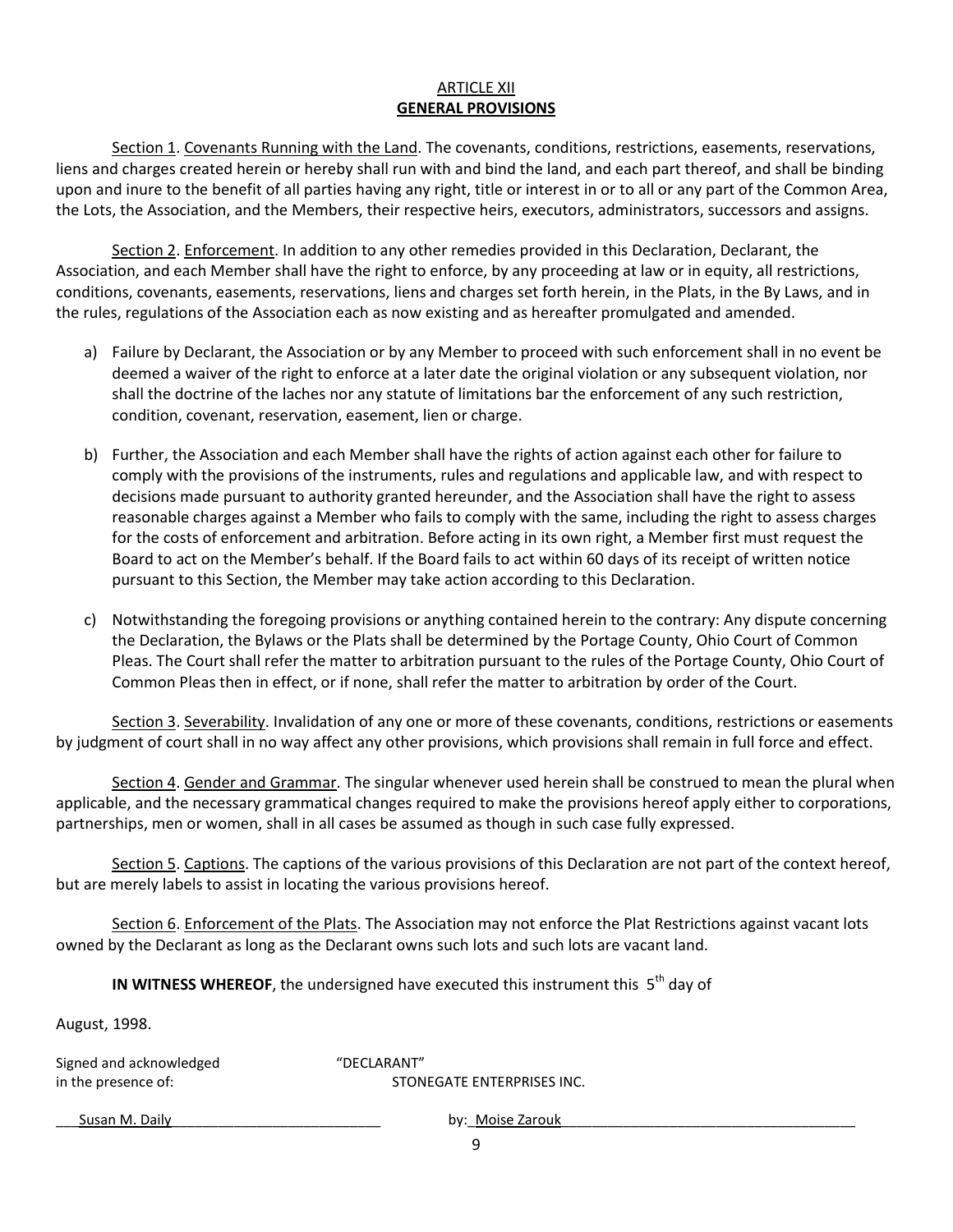## ARTICLE XII
## GENERAL PROVISIONS

Section 1. Covenants Running with the Land. The covenants, conditions, restrictions, easements, reservations, liens and charges created herein or hereby shall run with and bind the land, and each part thereof, and shall be binding upon and inure to the benefit of all parties having any right, title or interest in or to all or any part of the Common Area, the Lots, the Association, and the Members, their respective heirs, executors, administrators, successors and assigns.

Section 2. Enforcement. In addition to any other remedies provided in this Declaration, Declarant, the Association, and each Member shall have the right to enforce, by any proceeding at law or in equity, all restrictions, conditions, covenants, easements, reservations, liens and charges set forth herein, in the Plats, in the By Laws, and in the rules, regulations of the Association each as now existing and as hereafter promulgated and amended.

a) Failure by Declarant, the Association or by any Member to proceed with such enforcement shall in no event be deemed a waiver of the right to enforce at a later date the original violation or any subsequent violation, nor shall the doctrine of the laches nor any statute of limitations bar the enforcement of any such restriction, condition, covenant, reservation, easement, lien or charge.

b) Further, the Association and each Member shall have the rights of action against each other for failure to comply with the provisions of the instruments, rules and regulations and applicable law, and with respect to decisions made pursuant to authority granted hereunder, and the Association shall have the right to assess reasonable charges against a Member who fails to comply with the same, including the right to assess charges for the costs of enforcement and arbitration. Before acting in its own right, a Member first must request the Board to act on the Member's behalf. If the Board fails to act within 60 days of its receipt of written notice pursuant to this Section, the Member may take action according to this Declaration.

c) Notwithstanding the foregoing provisions or anything contained herein to the contrary: Any dispute concerning the Declaration, the Bylaws or the Plats shall be determined by the Portage County, Ohio Court of Common Pleas. The Court shall refer the matter to arbitration pursuant to the rules of the Portage County, Ohio Court of Common Pleas then in effect, or if none, shall refer the matter to arbitration by order of the Court.

Section 3. Severability. Invalidation of any one or more of these covenants, conditions, restrictions or easements by judgment of court shall in no way affect any other provisions, which provisions shall remain in full force and effect.

Section 4. Gender and Grammar. The singular whenever used herein shall be construed to mean the plural when applicable, and the necessary grammatical changes required to make the provisions hereof apply either to corporations, partnerships, men or women, shall in all cases be assumed as though in such case fully expressed.

Section 5. Captions. The captions of the various provisions of this Declaration are not part of the context hereof, but are merely labels to assist in locating the various provisions hereof.

Section 6. Enforcement of the Plats. The Association may not enforce the Plat Restrictions against vacant lots owned by the Declarant as long as the Declarant owns such lots and such lots are vacant land.

**IN WITNESS WHEREOF**, the undersigned have executed this instrument this 5th day of August, 1998.

Signed and acknowledged in the presence of:

"DECLARANT"
STONEGATE ENTERPRISES INC.

Susan M. Daily

by: Moise Zarouk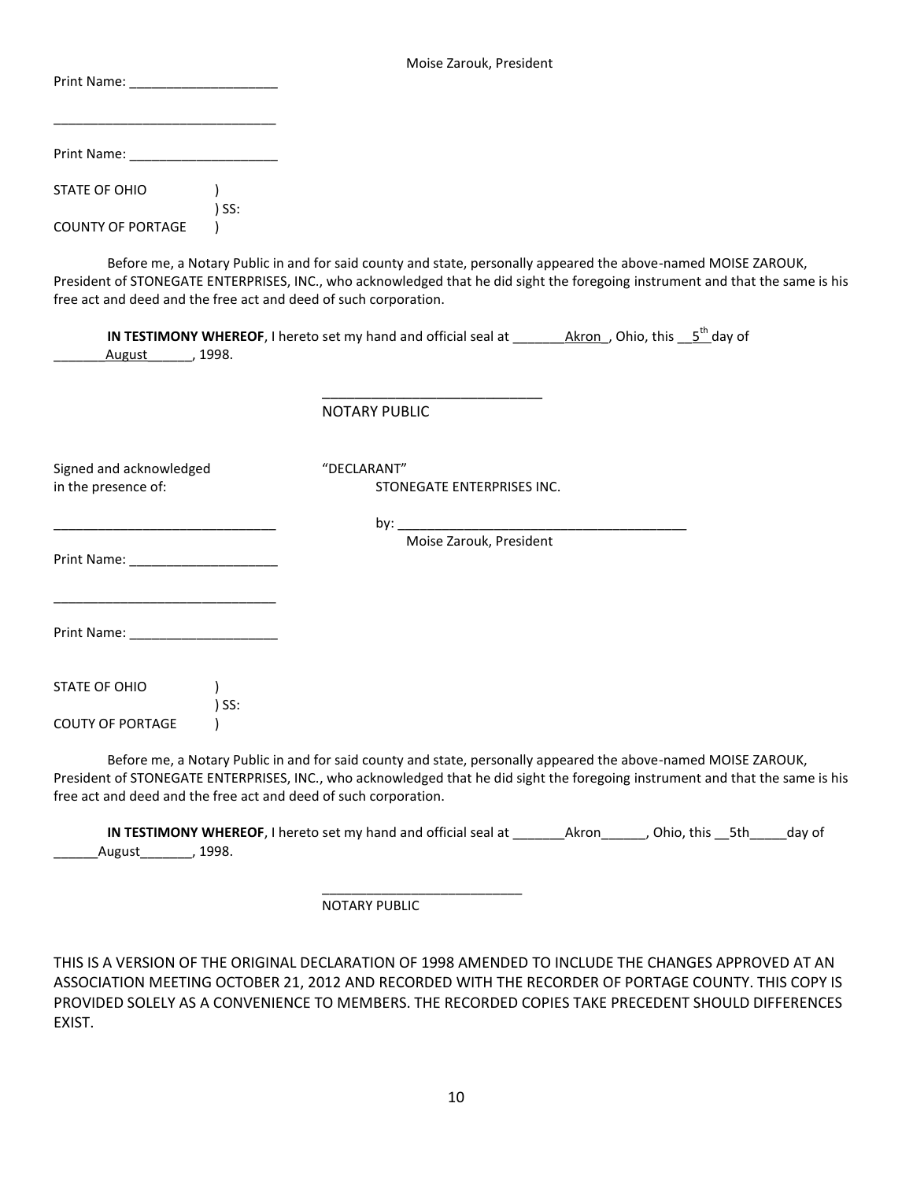Moise Zarouk, President

Print Name: ____________________

_______________________________

Print Name: ____________________

STATE OF OHIO )
) SS:
COUNTY OF PORTAGE )

Before me, a Notary Public in and for said county and state, personally appeared the above-named MOISE ZAROUK, President of STONEGATE ENTERPRISES, INC., who acknowledged that he did sight the foregoing instrument and that the same is his free act and deed and the free act and deed of such corporation.

**IN TESTIMONY WHEREOF**, I hereto set my hand and official seal at _______Akron_, Ohio, this __5th__day of _______August______, 1998.

_____________________________
NOTARY PUBLIC

Signed and acknowledged
in the presence of:

"DECLARANT"
STONEGATE ENTERPRISES INC.

_______________________________

by: _______________________________________
Moise Zarouk, President

Print Name: ____________________

_______________________________

Print Name: ____________________

STATE OF OHIO )
) SS:
COUTY OF PORTAGE )

Before me, a Notary Public in and for said county and state, personally appeared the above-named MOISE ZAROUK, President of STONEGATE ENTERPRISES, INC., who acknowledged that he did sight the foregoing instrument and that the same is his free act and deed and the free act and deed of such corporation.

**IN TESTIMONY WHEREOF**, I hereto set my hand and official seal at _______Akron______, Ohio, this __5th_____day of ______August_______, 1998.

___________________________
NOTARY PUBLIC

THIS IS A VERSION OF THE ORIGINAL DECLARATION OF 1998 AMENDED TO INCLUDE THE CHANGES APPROVED AT AN ASSOCIATION MEETING OCTOBER 21, 2012 AND RECORDED WITH THE RECORDER OF PORTAGE COUNTY. THIS COPY IS PROVIDED SOLELY AS A CONVENIENCE TO MEMBERS. THE RECORDED COPIES TAKE PRECEDENT SHOULD DIFFERENCES EXIST.